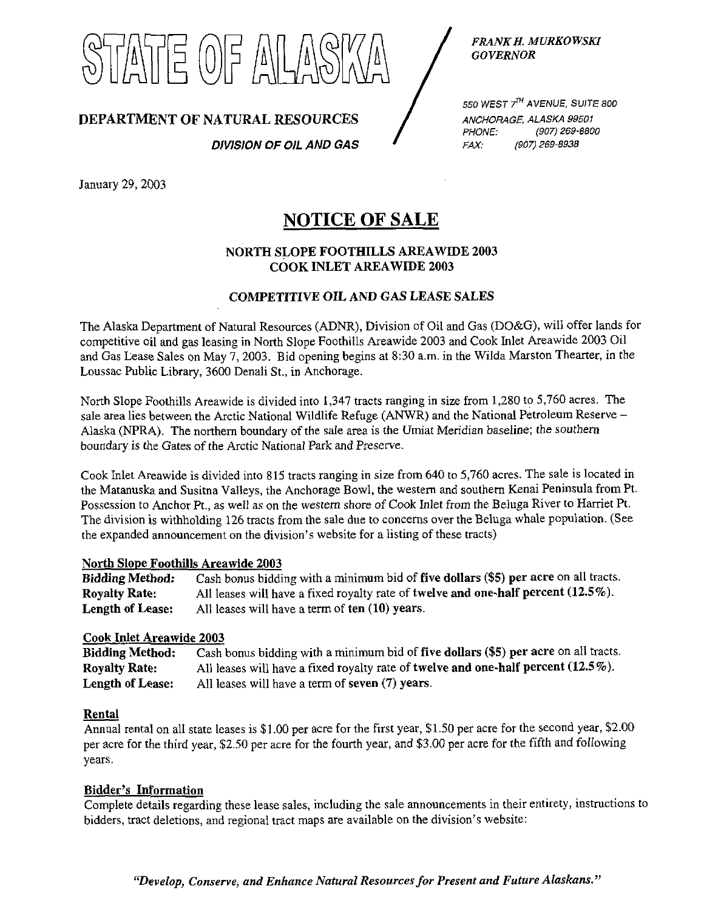# STATE OF ALASKA

**DEPARTMENT OF NATURAL RESOURCES**

***DIVISION OF OIL AND GAS***

*FRANK H. MURKOWSKI*
*GOVERNOR*

*550 WEST $7^{TH}$ AVENUE, SUITE 800*
*ANCHORAGE, ALASKA 99501*
*PHONE: (907) 269-8800*
*FAX: (907) 269-8938*

January 29, 2003

## NOTICE OF SALE

### NORTH SLOPE FOOTHILLS AREAWIDE 2003
### COOK INLET AREAWIDE 2003

### COMPETITIVE OIL AND GAS LEASE SALES

The Alaska Department of Natural Resources (ADNR), Division of Oil and Gas (DO&G), will offer lands for competitive oil and gas leasing in North Slope Foothills Areawide 2003 and Cook Inlet Areawide 2003 Oil and Gas Lease Sales on May 7, 2003. Bid opening begins at 8:30 a.m. in the Wilda Marston Thearter, in the Loussac Public Library, 3600 Denali St., in Anchorage.

North Slope Foothills Areawide is divided into 1,347 tracts ranging in size from 1,280 to 5,760 acres. The sale area lies between the Arctic National Wildlife Refuge (ANWR) and the National Petroleum Reserve – Alaska (NPRA). The northern boundary of the sale area is the Umiat Meridian baseline; the southern boundary is the Gates of the Arctic National Park and Preserve.

Cook Inlet Areawide is divided into 815 tracts ranging in size from 640 to 5,760 acres. The sale is located in the Matanuska and Susitna Valleys, the Anchorage Bowl, the western and southern Kenai Peninsula from Pt. Possession to Anchor Pt., as well as on the western shore of Cook Inlet from the Beluga River to Harriet Pt. The division is withholding 126 tracts from the sale due to concerns over the Beluga whale population. (See the expanded announcement on the division's website for a listing of these tracts)

#### North Slope Foothills Areawide 2003

**Bidding Method:** Cash bonus bidding with a minimum bid of **five dollars ($5) per acre** on all tracts.
**Royalty Rate:** All leases will have a fixed royalty rate of **twelve and one-half percent (12.5%)**.
**Length of Lease:** All leases will have a term of **ten (10)** years.

#### Cook Inlet Areawide 2003

**Bidding Method:** Cash bonus bidding with a minimum bid of **five dollars ($5) per acre** on all tracts.
**Royalty Rate:** All leases will have a fixed royalty rate of **twelve and one-half percent (12.5%)**.
**Length of Lease:** All leases will have a term of **seven (7)** years.

#### Rental

Annual rental on all state leases is $1.00 per acre for the first year, $1.50 per acre for the second year, $2.00 per acre for the third year, $2.50 per acre for the fourth year, and $3.00 per acre for the fifth and following years.

#### Bidder's Information

Complete details regarding these lease sales, including the sale announcements in their entirety, instructions to bidders, tract deletions, and regional tract maps are available on the division's website:

***"Develop, Conserve, and Enhance Natural Resources for Present and Future Alaskans."***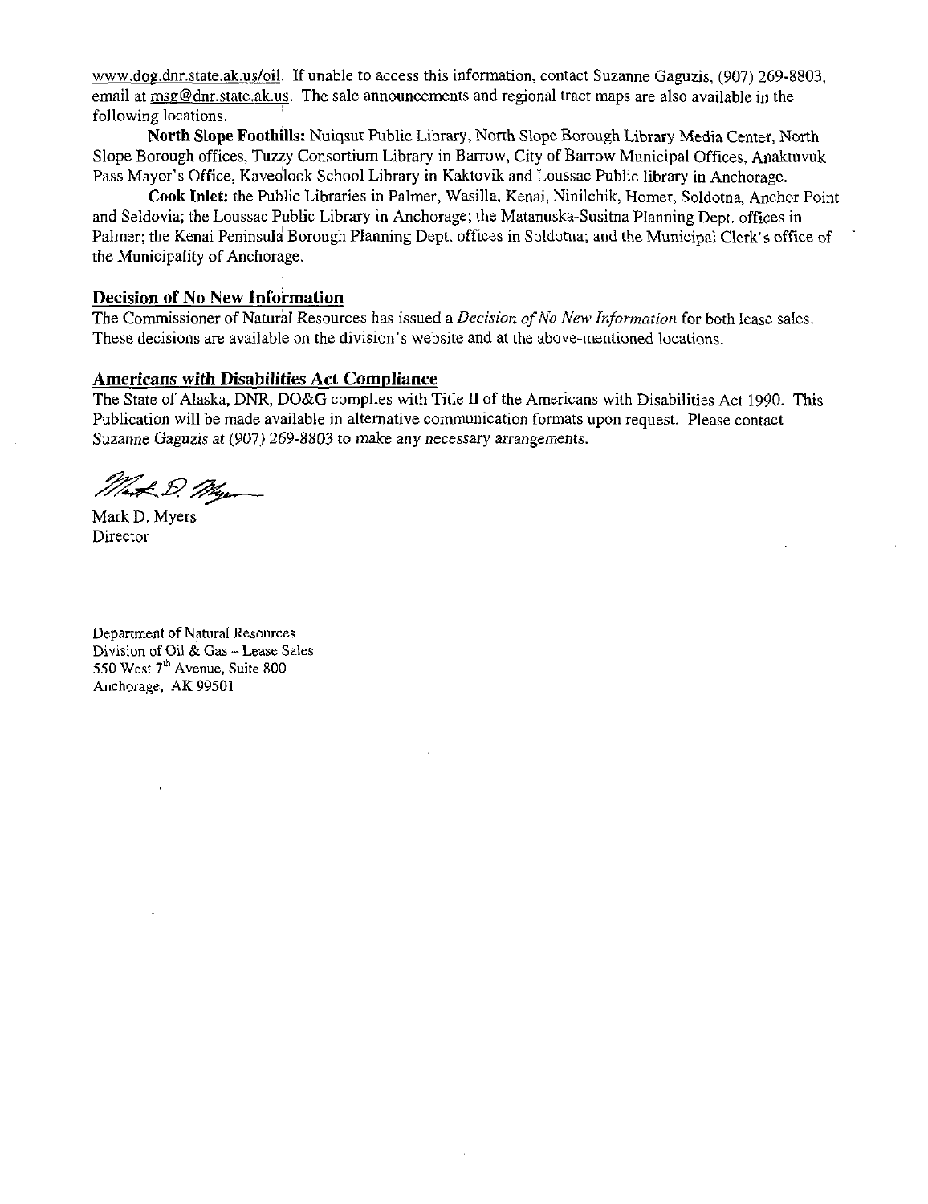www.dog.dnr.state.ak.us/oil. If unable to access this information, contact Suzanne Gaguzis, (907) 269-8803, email at msg@dnr.state.ak.us. The sale announcements and regional tract maps are also available in the following locations.

**North Slope Foothills:** Nuiqsut Public Library, North Slope Borough Library Media Center, North Slope Borough offices, Tuzzy Consortium Library in Barrow, City of Barrow Municipal Offices, Anaktuvuk Pass Mayor's Office, Kaveolook School Library in Kaktovik and Loussac Public library in Anchorage.

**Cook Inlet:** the Public Libraries in Palmer, Wasilla, Kenai, Ninilchik, Homer, Soldotna, Anchor Point and Seldovia; the Loussac Public Library in Anchorage; the Matanuska-Susitna Planning Dept. offices in Palmer; the Kenai Peninsula Borough Planning Dept. offices in Soldotna; and the Municipal Clerk's office of the Municipality of Anchorage.

## Decision of No New Information

The Commissioner of Natural Resources has issued a *Decision of No New Information* for both lease sales. These decisions are available on the division's website and at the above-mentioned locations.

## Americans with Disabilities Act Compliance

The State of Alaska, DNR, DO&G complies with Title II of the Americans with Disabilities Act 1990. This Publication will be made available in alternative communication formats upon request. Please contact Suzanne Gaguzis at (907) 269-8803 to make any necessary arrangements.

Mark D. Myers
Director

Department of Natural Resources
Division of Oil & Gas – Lease Sales
550 West 7th Avenue, Suite 800
Anchorage, AK 99501